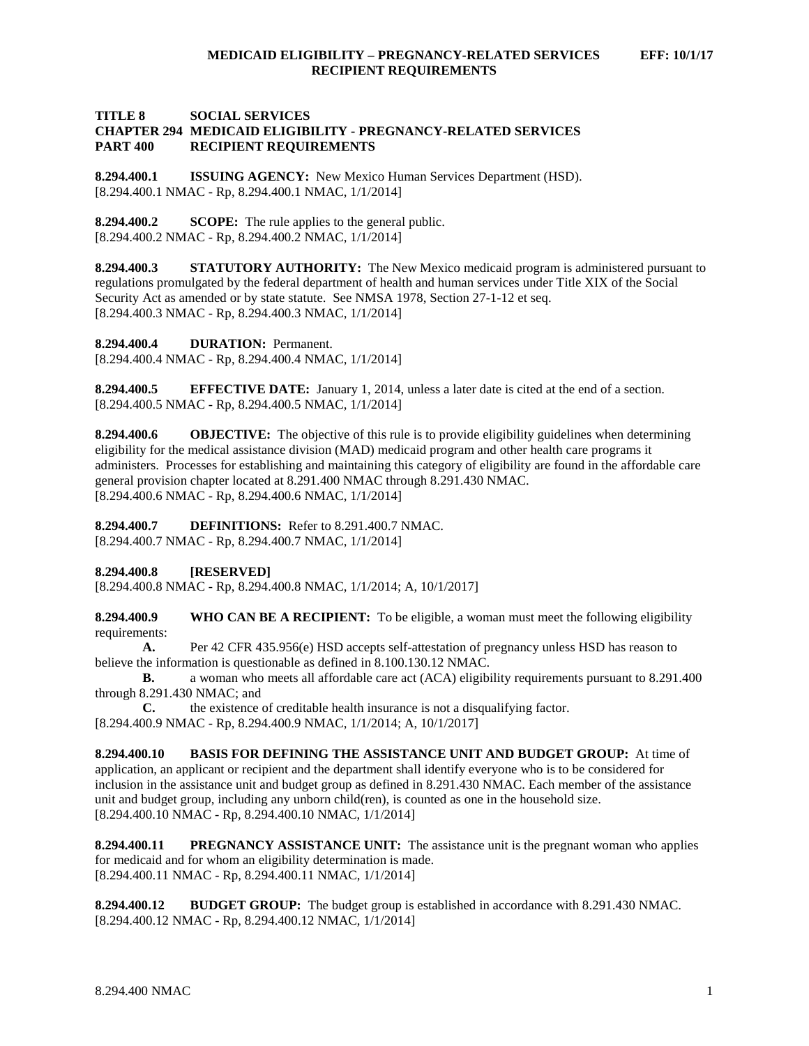**TITLE 8 SOCIAL SERVICES**
**CHAPTER 294 MEDICAID ELIGIBILITY - PREGNANCY-RELATED SERVICES**
**PART 400 RECIPIENT REQUIREMENTS**

**8.294.400.1 ISSUING AGENCY:** New Mexico Human Services Department (HSD).
[8.294.400.1 NMAC - Rp, 8.294.400.1 NMAC, 1/1/2014]

**8.294.400.2 SCOPE:** The rule applies to the general public.
[8.294.400.2 NMAC - Rp, 8.294.400.2 NMAC, 1/1/2014]

**8.294.400.3 STATUTORY AUTHORITY:** The New Mexico medicaid program is administered pursuant to regulations promulgated by the federal department of health and human services under Title XIX of the Social Security Act as amended or by state statute. See NMSA 1978, Section 27-1-12 et seq.
[8.294.400.3 NMAC - Rp, 8.294.400.3 NMAC, 1/1/2014]

**8.294.400.4 DURATION:** Permanent.
[8.294.400.4 NMAC - Rp, 8.294.400.4 NMAC, 1/1/2014]

**8.294.400.5 EFFECTIVE DATE:** January 1, 2014, unless a later date is cited at the end of a section.
[8.294.400.5 NMAC - Rp, 8.294.400.5 NMAC, 1/1/2014]

**8.294.400.6 OBJECTIVE:** The objective of this rule is to provide eligibility guidelines when determining eligibility for the medical assistance division (MAD) medicaid program and other health care programs it administers. Processes for establishing and maintaining this category of eligibility are found in the affordable care general provision chapter located at 8.291.400 NMAC through 8.291.430 NMAC.
[8.294.400.6 NMAC - Rp, 8.294.400.6 NMAC, 1/1/2014]

**8.294.400.7 DEFINITIONS:** Refer to 8.291.400.7 NMAC.
[8.294.400.7 NMAC - Rp, 8.294.400.7 NMAC, 1/1/2014]

**8.294.400.8 [RESERVED]**
[8.294.400.8 NMAC - Rp, 8.294.400.8 NMAC, 1/1/2014; A, 10/1/2017]

**8.294.400.9 WHO CAN BE A RECIPIENT:** To be eligible, a woman must meet the following eligibility requirements:

**A.** Per 42 CFR 435.956(e) HSD accepts self-attestation of pregnancy unless HSD has reason to believe the information is questionable as defined in 8.100.130.12 NMAC.

**B.** a woman who meets all affordable care act (ACA) eligibility requirements pursuant to 8.291.400 through 8.291.430 NMAC; and

**C.** the existence of creditable health insurance is not a disqualifying factor.

[8.294.400.9 NMAC - Rp, 8.294.400.9 NMAC, 1/1/2014; A, 10/1/2017]

**8.294.400.10 BASIS FOR DEFINING THE ASSISTANCE UNIT AND BUDGET GROUP:** At time of application, an applicant or recipient and the department shall identify everyone who is to be considered for inclusion in the assistance unit and budget group as defined in 8.291.430 NMAC. Each member of the assistance unit and budget group, including any unborn child(ren), is counted as one in the household size.
[8.294.400.10 NMAC - Rp, 8.294.400.10 NMAC, 1/1/2014]

**8.294.400.11 PREGNANCY ASSISTANCE UNIT:** The assistance unit is the pregnant woman who applies for medicaid and for whom an eligibility determination is made.
[8.294.400.11 NMAC - Rp, 8.294.400.11 NMAC, 1/1/2014]

**8.294.400.12 BUDGET GROUP:** The budget group is established in accordance with 8.291.430 NMAC.
[8.294.400.12 NMAC - Rp, 8.294.400.12 NMAC, 1/1/2014]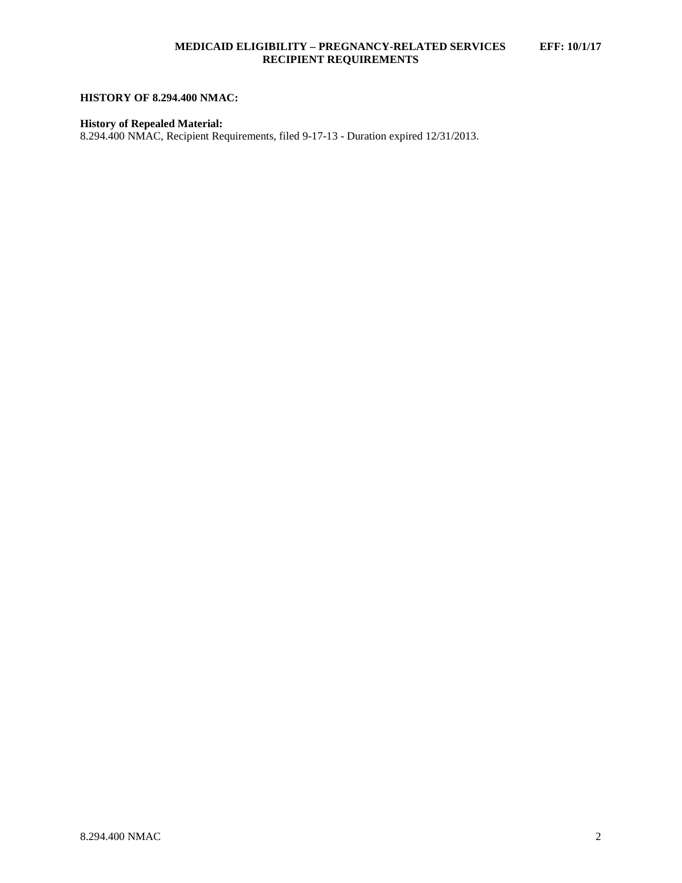**HISTORY OF 8.294.400 NMAC:**

**History of Repealed Material:**
8.294.400 NMAC, Recipient Requirements, filed 9-17-13 - Duration expired 12/31/2013.